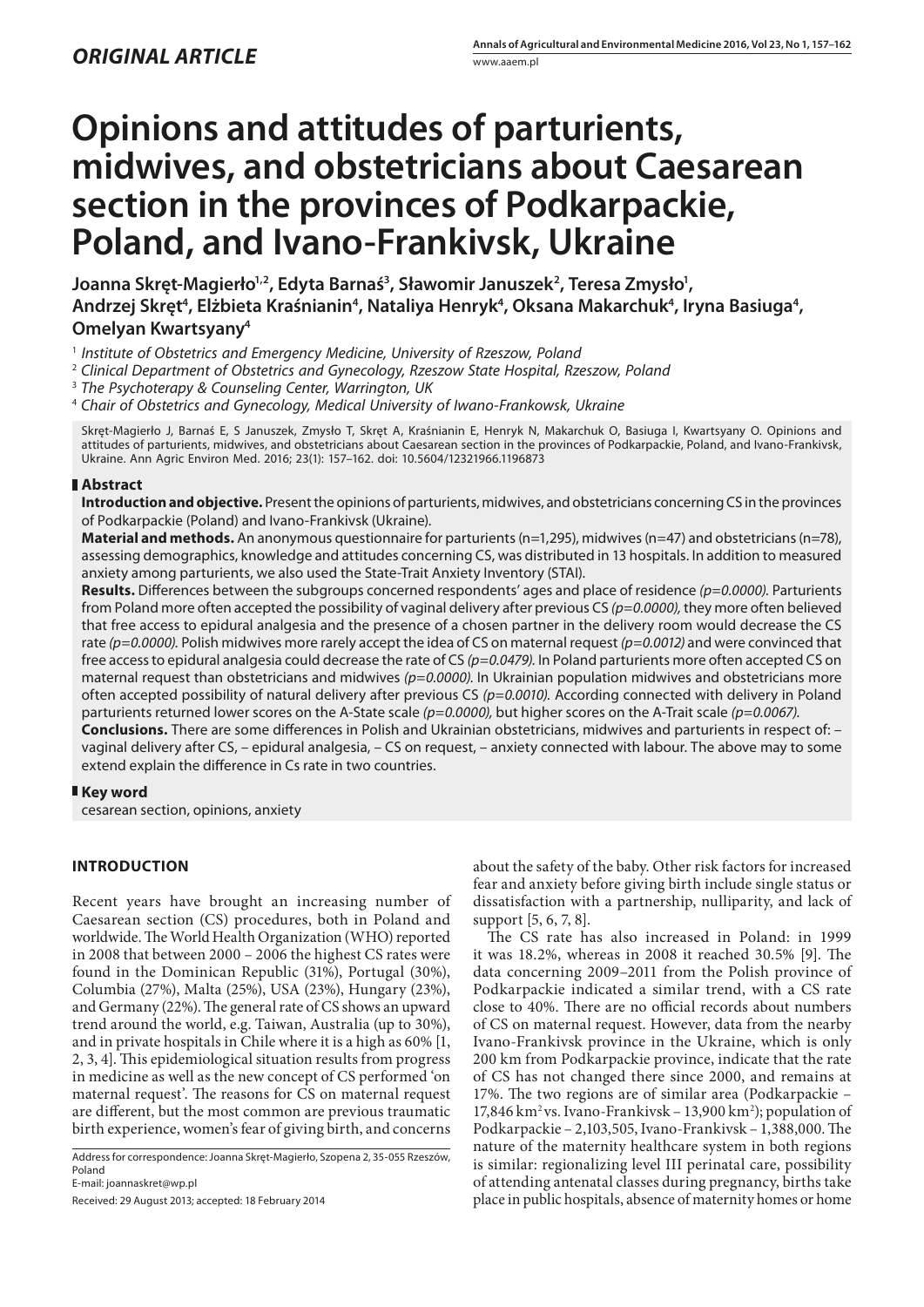*ORIGINAL ARTICLE*

# Opinions and attitudes of parturients, midwives, and obstetricians about Caesarean section in the provinces of Podkarpackie, Poland, and Ivano-Frankivsk, Ukraine

**Joanna Skręt-Magierło[1,2], Edyta Barnaś[3], Sławomir Januszek[2], Teresa Zmysło[1], Andrzej Skręt[4], Elżbieta Kraśnianin[4], Nataliya Henryk[4], Oksana Makarchuk[4], Iryna Basiuga[4], Omelyan Kwartsyany[4]**

[1] *Institute of Obstetrics and Emergency Medicine, University of Rzeszow, Poland*
[2] *Clinical Department of Obstetrics and Gynecology, Rzeszow State Hospital, Rzeszow, Poland*
[3] *The Psychoterapy & Counseling Center, Warrington, UK*
[4] *Chair of Obstetrics and Gynecology, Medical University of Iwano-Frankowsk, Ukraine*

Skręt-Magierło J, Barnaś E, S Januszek, Zmysło T, Skręt A, Kraśnianin E, Henryk N, Makarchuk O, Basiuga I, Kwartsyany O. Opinions and attitudes of parturients, midwives, and obstetricians about Caesarean section in the provinces of Podkarpackie, Poland, and Ivano-Frankivsk, Ukraine. Ann Agric Environ Med. 2016; 23(1): 157–162. doi: 10.5604/12321966.1196873

## Abstract

**Introduction and objective.** Present the opinions of parturients, midwives, and obstetricians concerning CS in the provinces of Podkarpackie (Poland) and Ivano-Frankivsk (Ukraine).

**Material and methods.** An anonymous questionnaire for parturients (n=1,295), midwives (n=47) and obstetricians (n=78), assessing demographics, knowledge and attitudes concerning CS, was distributed in 13 hospitals. In addition to measured anxiety among parturients, we also used the State-Trait Anxiety Inventory (STAI).

**Results.** Differences between the subgroups concerned respondents' ages and place of residence *(p=0.0000).* Parturients from Poland more often accepted the possibility of vaginal delivery after previous CS *(p=0.0000),* they more often believed that free access to epidural analgesia and the presence of a chosen partner in the delivery room would decrease the CS rate *(p=0.0000).* Polish midwives more rarely accept the idea of CS on maternal request *(p=0.0012)* and were convinced that free access to epidural analgesia could decrease the rate of CS *(p=0.0479).* In Poland parturients more often accepted CS on maternal request than obstetricians and midwives *(p=0.0000).* In Ukrainian population midwives and obstetricians more often accepted possibility of natural delivery after previous CS *(p=0.0010).* According connected with delivery in Poland parturients returned lower scores on the A-State scale *(p=0.0000),* but higher scores on the A-Trait scale *(p=0.0067).*

**Conclusions.** There are some differences in Polish and Ukrainian obstetricians, midwives and parturients in respect of: – vaginal delivery after CS, – epidural analgesia, – CS on request, – anxiety connected with labour. The above may to some extend explain the difference in Cs rate in two countries.

## Key word

cesarean section, opinions, anxiety

## INTRODUCTION

Recent years have brought an increasing number of Caesarean section (CS) procedures, both in Poland and worldwide. The World Health Organization (WHO) reported in 2008 that between 2000 – 2006 the highest CS rates were found in the Dominican Republic (31%), Portugal (30%), Columbia (27%), Malta (25%), USA (23%), Hungary (23%), and Germany (22%). The general rate of CS shows an upward trend around the world, e.g. Taiwan, Australia (up to 30%), and in private hospitals in Chile where it is a high as 60% [1, 2, 3, 4]. This epidemiological situation results from progress in medicine as well as the new concept of CS performed 'on maternal request'. The reasons for CS on maternal request are different, but the most common are previous traumatic birth experience, women's fear of giving birth, and concerns about the safety of the baby. Other risk factors for increased fear and anxiety before giving birth include single status or dissatisfaction with a partnership, nulliparity, and lack of support [5, 6, 7, 8].

The CS rate has also increased in Poland: in 1999 it was 18.2%, whereas in 2008 it reached 30.5% [9]. The data concerning 2009–2011 from the Polish province of Podkarpackie indicated a similar trend, with a CS rate close to 40%. There are no official records about numbers of CS on maternal request. However, data from the nearby Ivano-Frankivsk province in the Ukraine, which is only 200 km from Podkarpackie province, indicate that the rate of CS has not changed there since 2000, and remains at 17%. The two regions are of similar area (Podkarpackie – 17,846 km$^2$ vs. Ivano-Frankivsk – 13,900 km$^2$); population of Podkarpackie – 2,103,505, Ivano-Frankivsk – 1,388,000. The nature of the maternity healthcare system in both regions is similar: regionalizing level III perinatal care, possibility of attending antenatal classes during pregnancy, births take place in public hospitals, absence of maternity homes or home

Address for correspondence: Joanna Skręt-Magierło, Szopena 2, 35-055 Rzeszów, Poland
E-mail: joannaskret@wp.pl

Received: 29 August 2013; accepted: 18 February 2014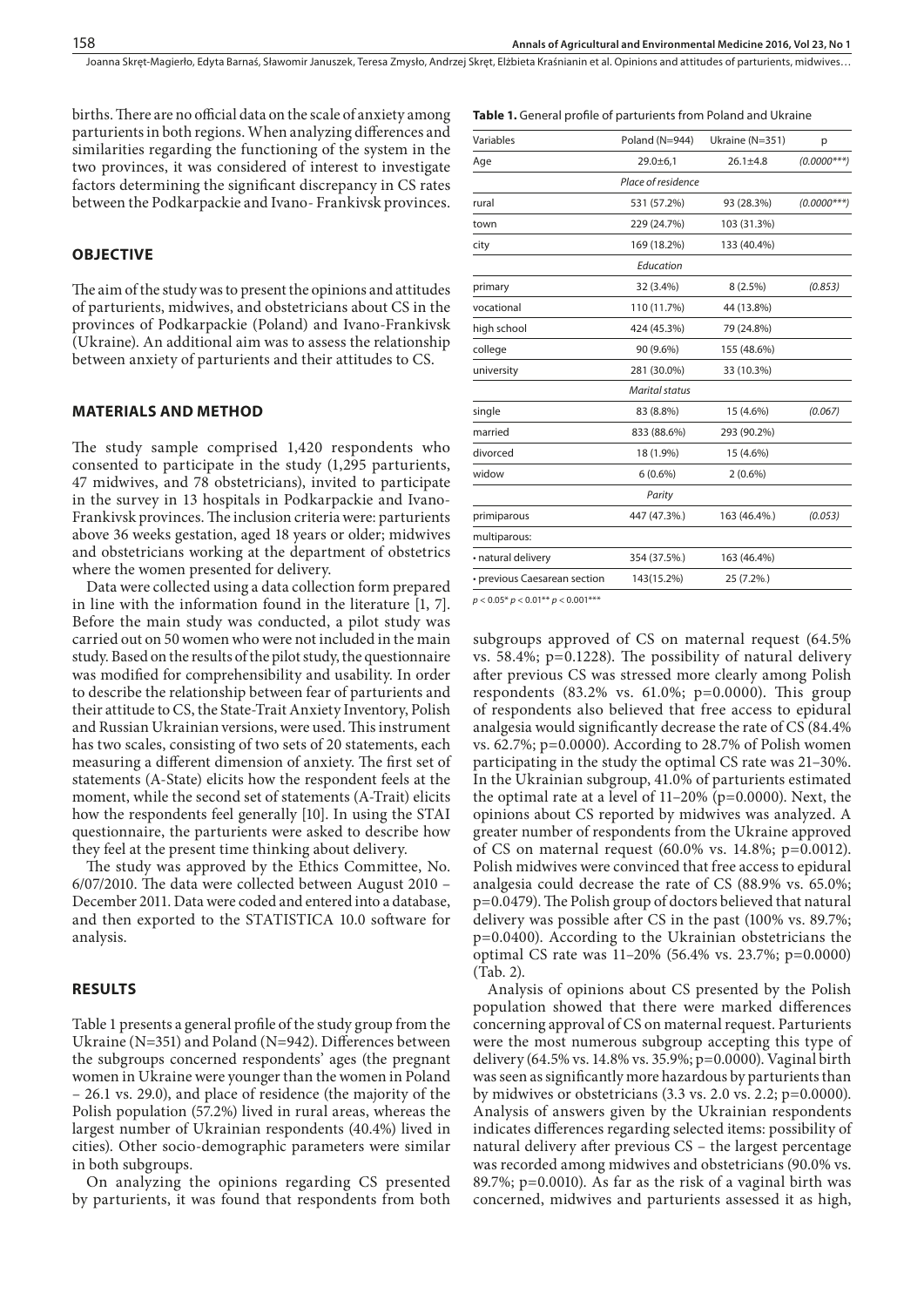births. There are no official data on the scale of anxiety among parturients in both regions. When analyzing differences and similarities regarding the functioning of the system in the two provinces, it was considered of interest to investigate factors determining the significant discrepancy in CS rates between the Podkarpackie and Ivano- Frankivsk provinces.

## OBJECTIVE

The aim of the study was to present the opinions and attitudes of parturients, midwives, and obstetricians about CS in the provinces of Podkarpackie (Poland) and Ivano-Frankivsk (Ukraine). An additional aim was to assess the relationship between anxiety of parturients and their attitudes to CS.

## MATERIALS AND METHOD

The study sample comprised 1,420 respondents who consented to participate in the study (1,295 parturients, 47 midwives, and 78 obstetricians), invited to participate in the survey in 13 hospitals in Podkarpackie and Ivano-Frankivsk provinces. The inclusion criteria were: parturients above 36 weeks gestation, aged 18 years or older; midwives and obstetricians working at the department of obstetrics where the women presented for delivery.

Data were collected using a data collection form prepared in line with the information found in the literature [1, 7]. Before the main study was conducted, a pilot study was carried out on 50 women who were not included in the main study. Based on the results of the pilot study, the questionnaire was modified for comprehensibility and usability. In order to describe the relationship between fear of parturients and their attitude to CS, the State-Trait Anxiety Inventory, Polish and Russian Ukrainian versions, were used. This instrument has two scales, consisting of two sets of 20 statements, each measuring a different dimension of anxiety. The first set of statements (A-State) elicits how the respondent feels at the moment, while the second set of statements (A-Trait) elicits how the respondents feel generally [10]. In using the STAI questionnaire, the parturients were asked to describe how they feel at the present time thinking about delivery.

The study was approved by the Ethics Committee, No. 6/07/2010. The data were collected between August 2010 – December 2011. Data were coded and entered into a database, and then exported to the STATISTICA 10.0 software for analysis.

## RESULTS

Table 1 presents a general profile of the study group from the Ukraine (N=351) and Poland (N=942). Differences between the subgroups concerned respondents' ages (the pregnant women in Ukraine were younger than the women in Poland – 26.1 vs. 29.0), and place of residence (the majority of the Polish population (57.2%) lived in rural areas, whereas the largest number of Ukrainian respondents (40.4%) lived in cities). Other socio-demographic parameters were similar in both subgroups.

On analyzing the opinions regarding CS presented by parturients, it was found that respondents from both subgroups approved of CS on maternal request (64.5% vs. 58.4%; p=0.1228). The possibility of natural delivery after previous CS was stressed more clearly among Polish respondents (83.2% vs. 61.0%; p=0.0000). This group of respondents also believed that free access to epidural analgesia would significantly decrease the rate of CS (84.4% vs. 62.7%; p=0.0000). According to 28.7% of Polish women participating in the study the optimal CS rate was 21–30%. In the Ukrainian subgroup, 41.0% of parturients estimated the optimal rate at a level of 11–20% (p=0.0000). Next, the opinions about CS reported by midwives was analyzed. A greater number of respondents from the Ukraine approved of CS on maternal request (60.0% vs. 14.8%; p=0.0012). Polish midwives were convinced that free access to epidural analgesia could decrease the rate of CS (88.9% vs. 65.0%; p=0.0479). The Polish group of doctors believed that natural delivery was possible after CS in the past (100% vs. 89.7%; p=0.0400). According to the Ukrainian obstetricians the optimal CS rate was 11–20% (56.4% vs. 23.7%; p=0.0000) (Tab. 2).

Analysis of opinions about CS presented by the Polish population showed that there were marked differences concerning approval of CS on maternal request. Parturients were the most numerous subgroup accepting this type of delivery (64.5% vs. 14.8% vs. 35.9%; p=0.0000). Vaginal birth was seen as significantly more hazardous by parturients than by midwives or obstetricians (3.3 vs. 2.0 vs. 2.2; p=0.0000). Analysis of answers given by the Ukrainian respondents indicates differences regarding selected items: possibility of natural delivery after previous CS – the largest percentage was recorded among midwives and obstetricians (90.0% vs. 89.7%; p=0.0010). As far as the risk of a vaginal birth was concerned, midwives and parturients assessed it as high,

**Table 1.** General profile of parturients from Poland and Ukraine

| Variables | Poland (N=944) | Ukraine (N=351) | p |
|---|---|---|---|
| Age | 29.0±6,1 | 26.1±4.8 | *(0.0000\*\*\*)* |
| | *Place of residence* | | |
| rural | 531 (57.2%) | 93 (28.3%) | *(0.0000\*\*\*)* |
| town | 229 (24.7%) | 103 (31.3%) | |
| city | 169 (18.2%) | 133 (40.4%) | |
| | *Education* | | |
| primary | 32 (3.4%) | 8 (2.5%) | *(0.853)* |
| vocational | 110 (11.7%) | 44 (13.8%) | |
| high school | 424 (45.3%) | 79 (24.8%) | |
| college | 90 (9.6%) | 155 (48.6%) | |
| university | 281 (30.0%) | 33 (10.3%) | |
| | *Marital status* | | |
| single | 83 (8.8%) | 15 (4.6%) | *(0.067)* |
| married | 833 (88.6%) | 293 (90.2%) | |
| divorced | 18 (1.9%) | 15 (4.6%) | |
| widow | 6 (0.6%) | 2 (0.6%) | |
| | *Parity* | | |
| primiparous | 447 (47.3%.) | 163 (46.4%.) | *(0.053)* |
| multiparous: | | | |
| • natural delivery | 354 (37.5%.) | 163 (46.4%) | |
| • previous Caesarean section | 143(15.2%) | 25 (7.2%.) | |

$p < 0.05$* $p < 0.01$** $p < 0.001$***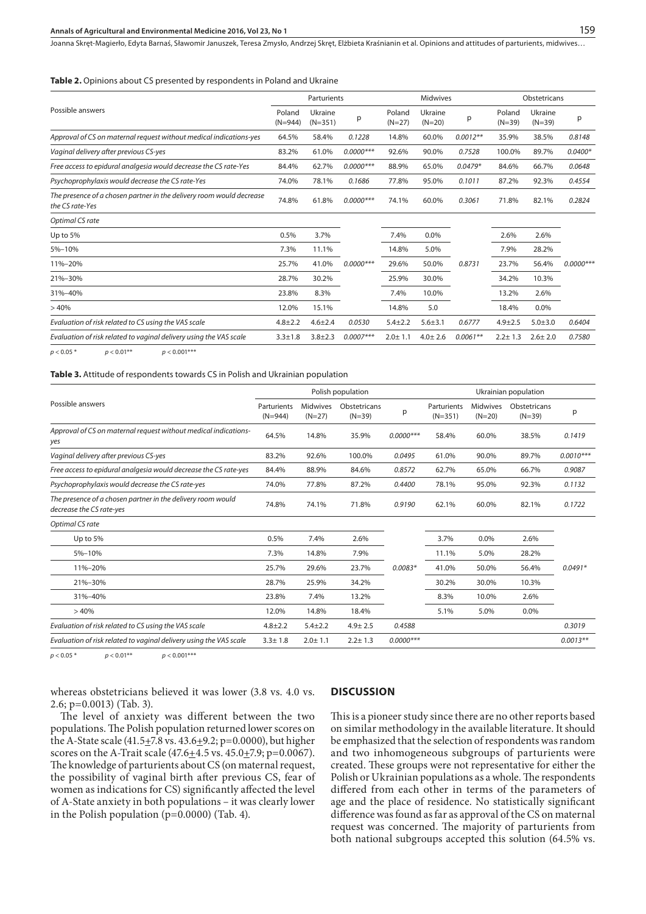**Table 2.** Opinions about CS presented by respondents in Poland and Ukraine

| Possible answers | Parturients | | | Midwives | | | Obstetricans | | |
|---|---|---|---|---|---|---|---|---|---|
| | Poland (N=944) | Ukraine (N=351) | p | Poland (N=27) | Ukraine (N=20) | p | Poland (N=39) | Ukraine (N=39) | p |
| *Approval of CS on maternal request without medical indications-yes* | 64.5% | 58.4% | *0.1228* | 14.8% | 60.0% | *0.0012\*\** | 35.9% | 38.5% | *0.8148* |
| *Vaginal delivery after previous CS-yes* | 83.2% | 61.0% | *0.0000\*\*\** | 92.6% | 90.0% | *0.7528* | 100.0% | 89.7% | *0.0400\** |
| *Free access to epidural analgesia would decrease the CS rate-Yes* | 84.4% | 62.7% | *0.0000\*\*\** | 88.9% | 65.0% | *0.0479\** | 84.6% | 66.7% | *0.0648* |
| *Psychoprophylaxis would decrease the CS rate-Yes* | 74.0% | 78.1% | *0.1686* | 77.8% | 95.0% | *0.1011* | 87.2% | 92.3% | *0.4554* |
| *The presence of a chosen partner in the delivery room would decrease the CS rate-Yes* | 74.8% | 61.8% | *0.0000\*\*\** | 74.1% | 60.0% | *0.3061* | 71.8% | 82.1% | *0.2824* |
| *Optimal CS rate* | | | | | | | | | |
| Up to 5% | 0.5% | 3.7% | | 7.4% | 0.0% | | 2.6% | 2.6% | |
| 5%–10% | 7.3% | 11.1% | | 14.8% | 5.0% | | 7.9% | 28.2% | |
| 11%–20% | 25.7% | 41.0% | *0.0000\*\*\** | 29.6% | 50.0% | *0.8731* | 23.7% | 56.4% | *0.0000\*\*\** |
| 21%–30% | 28.7% | 30.2% | | 25.9% | 30.0% | | 34.2% | 10.3% | |
| 31%–40% | 23.8% | 8.3% | | 7.4% | 10.0% | | 13.2% | 2.6% | |
| > 40% | 12.0% | 15.1% | | 14.8% | 5.0 | | 18.4% | 0.0% | |
| *Evaluation of risk related to CS using the VAS scale* | 4.8±2.2 | 4.6±2.4 | *0.0530* | 5.4±2.2 | 5.6±3.1 | *0.6777* | 4.9±2.5 | 5.0±3.0 | *0.6404* |
| *Evaluation of risk related to vaginal delivery using the VAS scale* | 3.3±1.8 | 3.8±2.3 | *0.0007\*\*\** | 2.0± 1.1 | 4.0± 2.6 | *0.0061\*\** | 2.2± 1.3 | 2.6± 2.0 | *0.7580* |

$p < 0.05$ * $p < 0.01$** $p < 0.001$***

**Table 3.** Attitude of respondents towards CS in Polish and Ukrainian population

| Possible answers | Polish population | | | | Ukrainian population | | | |
|---|---|---|---|---|---|---|---|---|
| | Parturients (N=944) | Midwives (N=27) | Obstetricans (N=39) | p | Parturients (N=351) | Midwives (N=20) | Obstetricans (N=39) | p |
| *Approval of CS on maternal request without medical indications-yes* | 64.5% | 14.8% | 35.9% | *0.0000\*\*\** | 58.4% | 60.0% | 38.5% | *0.1419* |
| *Vaginal delivery after previous CS-yes* | 83.2% | 92.6% | 100.0% | *0.0495* | 61.0% | 90.0% | 89.7% | *0.0010\*\*\** |
| *Free access to epidural analgesia would decrease the CS rate-yes* | 84.4% | 88.9% | 84.6% | *0.8572* | 62.7% | 65.0% | 66.7% | *0.9087* |
| *Psychoprophylaxis would decrease the CS rate-yes* | 74.0% | 77.8% | 87.2% | *0.4400* | 78.1% | 95.0% | 92.3% | *0.1132* |
| *The presence of a chosen partner in the delivery room would decrease the CS rate-yes* | 74.8% | 74.1% | 71.8% | *0.9190* | 62.1% | 60.0% | 82.1% | *0.1722* |
| *Optimal CS rate* | | | | | | | | |
| Up to 5% | 0.5% | 7.4% | 2.6% | | 3.7% | 0.0% | 2.6% | |
| 5%–10% | 7.3% | 14.8% | 7.9% | | 11.1% | 5.0% | 28.2% | |
| 11%–20% | 25.7% | 29.6% | 23.7% | *0.0083\** | 41.0% | 50.0% | 56.4% | *0.0491\** |
| 21%–30% | 28.7% | 25.9% | 34.2% | | 30.2% | 30.0% | 10.3% | |
| 31%–40% | 23.8% | 7.4% | 13.2% | | 8.3% | 10.0% | 2.6% | |
| > 40% | 12.0% | 14.8% | 18.4% | | 5.1% | 5.0% | 0.0% | |
| *Evaluation of risk related to CS using the VAS scale* | 4.8±2.2 | 5.4±2.2 | 4.9± 2.5 | *0.4588* | | | | *0.3019* |
| *Evaluation of risk related to vaginal delivery using the VAS scale* | 3.3± 1.8 | 2.0± 1.1 | 2.2± 1.3 | *0.0000\*\*\** | | | | *0.0013\*\** |

$p < 0.05$ * $p < 0.01$** $p < 0.001$***

whereas obstetricians believed it was lower (3.8 vs. 4.0 vs. 2.6; p=0.0013) (Tab. 3).

The level of anxiety was different between the two populations. The Polish population returned lower scores on the A-State scale (41.5±7.8 vs. 43.6±9.2; p=0.0000), but higher scores on the A-Trait scale (47.6±4.5 vs. 45.0±7.9; p=0.0067). The knowledge of parturients about CS (on maternal request, the possibility of vaginal birth after previous CS, fear of women as indications for CS) significantly affected the level of A-State anxiety in both populations – it was clearly lower in the Polish population (p=0.0000) (Tab. 4).

## DISCUSSION

This is a pioneer study since there are no other reports based on similar methodology in the available literature. It should be emphasized that the selection of respondents was random and two inhomogeneous subgroups of parturients were created. These groups were not representative for either the Polish or Ukrainian populations as a whole. The respondents differed from each other in terms of the parameters of age and the place of residence. No statistically significant difference was found as far as approval of the CS on maternal request was concerned. The majority of parturients from both national subgroups accepted this solution (64.5% vs.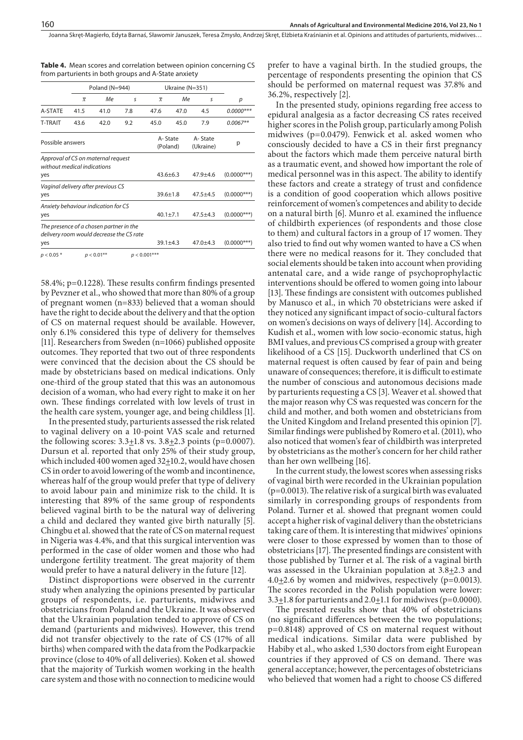**Table 4.** Mean scores and correlation between opinion concerning CS from parturients in both groups and A-State anxiety

| | Poland (N=944) | | | Ukraine (N=351) | | | |
|---|---|---|---|---|---|---|---|
| | $\bar{x}$ | *Me* | *s* | $\bar{x}$ | *Me* | *s* | *p* |
| A-STATE | 41.5 | 41.0 | 7.8 | 47.6 | 47.0 | 4.5 | *0.0000**** |
| T-TRAIT | 43.6 | 42.0 | 9.2 | 45.0 | 45.0 | 7.9 | *0.0067*** |

| Possible answers | A-State (Poland) | A-State (Ukraine) | p |
|---|---|---|---|
| *Approval of CS on maternal request without medical indications* | | | |
| yes | 43.6±6.3 | 47.9±4.6 | (0.0000***) |
| *Vaginal delivery after previous CS* | | | |
| yes | 39.6±1.8 | 47.5±4.5 | (0.0000***) |
| *Anxiety behaviour indication for CS* | | | |
| yes | 40.1±7.1 | 47.5±4.3 | (0.0000***) |
| *The presence of a chosen partner in the delivery room would decrease the CS rate* | | | |
| yes | 39.1±4.3 | 47.0±4.3 | (0.0000***) |

$p < 0.05$ *   $p < 0.01$**   $p < 0.001$***

58.4%; p=0.1228). These results confirm findings presented by Pevzner et al., who showed that more than 80% of a group of pregnant women (n=833) believed that a woman should have the right to decide about the delivery and that the option of CS on maternal request should be available. However, only 6.1% considered this type of delivery for themselves [11]. Researchers from Sweden (n=1066) published opposite outcomes. They reported that two out of three respondents were convinced that the decision about the CS should be made by obstetricians based on medical indications. Only one-third of the group stated that this was an autonomous decision of a woman, who had every right to make it on her own. These findings correlated with low levels of trust in the health care system, younger age, and being childless [1].

In the presented study, parturients assessed the risk related to vaginal delivery on a 10-point VAS scale and returned the following scores: 3.3±1.8 vs. 3.8±2.3 points (p=0.0007). Dursun et al. reported that only 25% of their study group, which included 400 women aged 32±10.2, would have chosen CS in order to avoid lowering of the womb and incontinence, whereas half of the group would prefer that type of delivery to avoid labour pain and minimize risk to the child. It is interesting that 89% of the same group of respondents believed vaginal birth to be the natural way of delivering a child and declared they wanted give birth naturally [5]. Chingbu et al. showed that the rate of CS on maternal request in Nigeria was 4.4%, and that this surgical intervention was performed in the case of older women and those who had undergone fertility treatment. The great majority of them would prefer to have a natural delivery in the future [12].

Distinct disproportions were observed in the currentr study when analyzing the opinions presented by particular groups of respondents, i.e. parturients, midwives and obstetricians from Poland and the Ukraine. It was observed that the Ukrainian population tended to approve of CS on demand (parturients and midwives). However, this trend did not transfer objectively to the rate of CS (17% of all births) when compared with the data from the Podkarpackie province (close to 40% of all deliveries). Koken et al. showed that the majority of Turkish women working in the health care system and those with no connection to medicine would prefer to have a vaginal birth. In the studied groups, the percentage of respondents presenting the opinion that CS should be performed on maternal request was 37.8% and 36.2%, respectively [2].

In the presented study, opinions regarding free access to epidural analgesia as a factor decreasing CS rates received higher scores in the Polish group, particularly among Polish midwives (p=0.0479). Fenwick et al. asked women who consciously decided to have a CS in their first pregnancy about the factors which made them perceive natural birth as a traumatic event, and showed how important the role of medical personnel was in this aspect. The ability to identify these factors and create a strategy of trust and confidence is a condition of good cooperation which allows positive reinforcement of women's competences and ability to decide on a natural birth [6]. Munro et al. examined the influence of childbirth experiences (of respondents and those close to them) and cultural factors in a group of 17 women. They also tried to find out why women wanted to have a CS when there were no medical reasons for it. They concluded that social elements should be taken into account when providing antenatal care, and a wide range of psychoprophylactic interventions should be offered to women going into labour [13]. These findings are consistent with outcomes published by Manusco et al., in which 70 obstetricians were asked if they noticed any significant impact of socio-cultural factors on women's decisions on ways of delivery [14]. According to Kudish et al., women with low socio-economic status, high BMI values, and previous CS comprised a group with greater likelihood of a CS [15]. Duckworth underlined that CS on maternal request is often caused by fear of pain and being unaware of consequences; therefore, it is difficult to estimate the number of conscious and autonomous decisions made by parturients requesting a CS [3]. Weaver et al. showed that the major reason why CS was requested was concern for the child and mother, and both women and obstetricians from the United Kingdom and Ireland presented this opinion [7]. Similar findings were published by Romero et al. (2011), who also noticed that women's fear of childbirth was interpreted by obstetricians as the mother's concern for her child rather than her own wellbeing [16].

In the current study, the lowest scores when assessing risks of vaginal birth were recorded in the Ukrainian population (p=0.0013). The relative risk of a surgical birth was evaluated similarly in corresponding groups of respondents from Poland. Turner et al. showed that pregnant women could accept a higher risk of vaginal delivery than the obstetricians taking care of them. It is interesting that midwives' opinions were closer to those expressed by women than to those of obstetricians [17]. The presented findings are consistent with those published by Turner et al. The risk of a vaginal birth was assessed in the Ukrainian population at 3.8±2.3 and 4.0±2.6 by women and midwives, respectively (p=0.0013). The scores recorded in the Polish population were lower: 3.3±1.8 for parturients and 2.0±1.1 for midwives (p=0.0000).

The presnted results show that 40% of obstetricians (no significant differences between the two populations; p=0.8148) approved of CS on maternal request without medical indications. Similar data were published by Habiby et al., who asked 1,530 doctors from eight European countries if they approved of CS on demand. There was general acceptance; however, the percentages of obstetricians who believed that women had a right to choose CS differed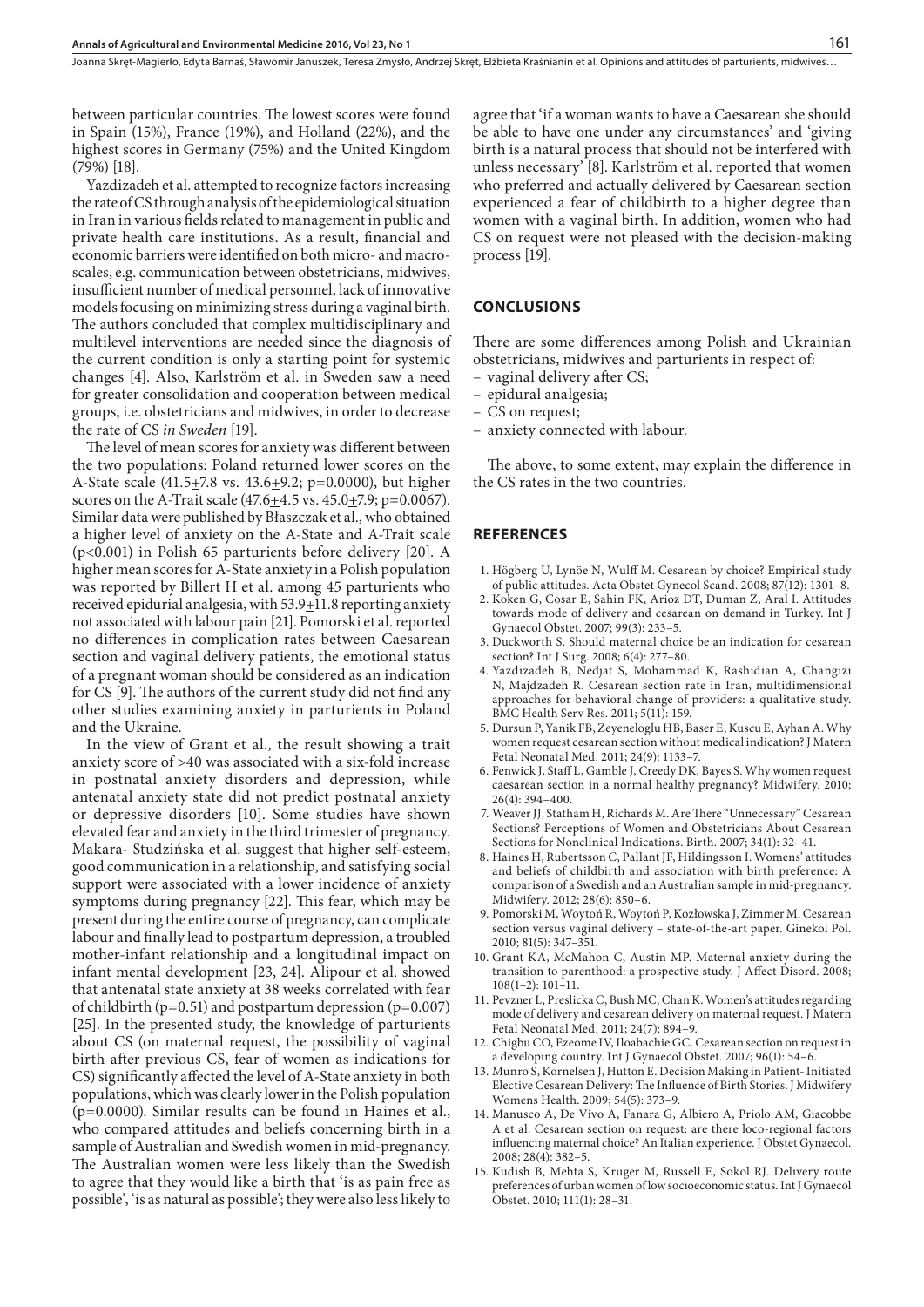between particular countries. The lowest scores were found in Spain (15%), France (19%), and Holland (22%), and the highest scores in Germany (75%) and the United Kingdom (79%) [18].

Yazdizadeh et al. attempted to recognize factors increasing the rate of CS through analysis of the epidemiological situation in Iran in various fields related to management in public and private health care institutions. As a result, financial and economic barriers were identified on both micro- and macro-scales, e.g. communication between obstetricians, midwives, insufficient number of medical personnel, lack of innovative models focusing on minimizing stress during a vaginal birth. The authors concluded that complex multidisciplinary and multilevel interventions are needed since the diagnosis of the current condition is only a starting point for systemic changes [4]. Also, Karlström et al. in Sweden saw a need for greater consolidation and cooperation between medical groups, i.e. obstetricians and midwives, in order to decrease the rate of CS *in Sweden* [19].

The level of mean scores for anxiety was different between the two populations: Poland returned lower scores on the A-State scale ($41.5 \pm 7.8$ vs. $43.6 \pm 9.2$; $p=0.0000$), but higher scores on the A-Trait scale ($47.6 \pm 4.5$ vs. $45.0 \pm 7.9$; $p=0.0067$). Similar data were published by Błaszczak et al., who obtained a higher level of anxiety on the A-State and A-Trait scale ($p<0.001$) in Polish 65 parturients before delivery [20]. A higher mean scores for A-State anxiety in a Polish population was reported by Billert H et al. among 45 parturients who received epidurial analgesia, with $53.9 \pm 11.8$ reporting anxiety not associated with labour pain [21]. Pomorski et al. reported no differences in complication rates between Caesarean section and vaginal delivery patients, the emotional status of a pregnant woman should be considered as an indication for CS [9]. The authors of the current study did not find any other studies examining anxiety in parturients in Poland and the Ukraine.

In the view of Grant et al., the result showing a trait anxiety score of >40 was associated with a six-fold increase in postnatal anxiety disorders and depression, while antenatal anxiety state did not predict postnatal anxiety or depressive disorders [10]. Some studies have shown elevated fear and anxiety in the third trimester of pregnancy. Makara- Studzińska et al. suggest that higher self-esteem, good communication in a relationship, and satisfying social support were associated with a lower incidence of anxiety symptoms during pregnancy [22]. This fear, which may be present during the entire course of pregnancy, can complicate labour and finally lead to postpartum depression, a troubled mother-infant relationship and a longitudinal impact on infant mental development [23, 24]. Alipour et al. showed that antenatal state anxiety at 38 weeks correlated with fear of childbirth ($p=0.51$) and postpartum depression ($p=0.007$) [25]. In the presented study, the knowledge of parturients about CS (on maternal request, the possibility of vaginal birth after previous CS, fear of women as indications for CS) significantly affected the level of A-State anxiety in both populations, which was clearly lower in the Polish population ($p=0.0000$). Similar results can be found in Haines et al., who compared attitudes and beliefs concerning birth in a sample of Australian and Swedish women in mid-pregnancy. The Australian women were less likely than the Swedish to agree that they would like a birth that 'is as pain free as possible', 'is as natural as possible'; they were also less likely to agree that 'if a woman wants to have a Caesarean she should be able to have one under any circumstances' and 'giving birth is a natural process that should not be interfered with unless necessary' [8]. Karlström et al. reported that women who preferred and actually delivered by Caesarean section experienced a fear of childbirth to a higher degree than women with a vaginal birth. In addition, women who had CS on request were not pleased with the decision-making process [19].

## CONCLUSIONS

There are some differences among Polish and Ukrainian obstetricians, midwives and parturients in respect of:
- vaginal delivery after CS;
- epidural analgesia;
- CS on request;
- anxiety connected with labour.

The above, to some extent, may explain the difference in the CS rates in the two countries.

## REFERENCES

1. Högberg U, Lynöe N, Wulff M. Cesarean by choice? Empirical study of public attitudes. Acta Obstet Gynecol Scand. 2008; 87(12): 1301–8.
2. Koken G, Cosar E, Sahin FK, Arioz DT, Duman Z, Aral I. Attitudes towards mode of delivery and cesarean on demand in Turkey. Int J Gynaecol Obstet. 2007; 99(3): 233–5.
3. Duckworth S. Should maternal choice be an indication for cesarean section? Int J Surg. 2008; 6(4): 277–80.
4. Yazdizadeh B, Nedjat S, Mohammad K, Rashidian A, Changizi N, Majdzadeh R. Cesarean section rate in Iran, multidimensional approaches for behavioral change of providers: a qualitative study. BMC Health Serv Res. 2011; 5(11): 159.
5. Dursun P, Yanik FB, Zeyeneloglu HB, Baser E, Kuscu E, Ayhan A. Why women request cesarean section without medical indication? J Matern Fetal Neonatal Med. 2011; 24(9): 1133–7.
6. Fenwick J, Staff L, Gamble J, Creedy DK, Bayes S. Why women request caesarean section in a normal healthy pregnancy? Midwifery. 2010; 26(4): 394–400.
7. Weaver JJ, Statham H, Richards M. Are There "Unnecessary" Cesarean Sections? Perceptions of Women and Obstetricians About Cesarean Sections for Nonclinical Indications. Birth. 2007; 34(1): 32–41.
8. Haines H, Rubertsson C, Pallant JF, Hildingsson I. Womens' attitudes and beliefs of childbirth and association with birth preference: A comparison of a Swedish and an Australian sample in mid-pregnancy. Midwifery. 2012; 28(6): 850–6.
9. Pomorski M, Woytoń R, Woytoń P, Kozłowska J, Zimmer M. Cesarean section versus vaginal delivery – state-of-the-art paper. Ginekol Pol. 2010; 81(5): 347–351.
10. Grant KA, McMahon C, Austin MP. Maternal anxiety during the transition to parenthood: a prospective study. J Affect Disord. 2008; 108(1–2): 101–11.
11. Pevzner L, Preslicka C, Bush MC, Chan K. Women's attitudes regarding mode of delivery and cesarean delivery on maternal request. J Matern Fetal Neonatal Med. 2011; 24(7): 894–9.
12. Chigbu CO, Ezeome IV, Iloabachie GC. Cesarean section on request in a developing country. Int J Gynaecol Obstet. 2007; 96(1): 54–6.
13. Munro S, Kornelsen J, Hutton E. Decision Making in Patient- Initiated Elective Cesarean Delivery: The Influence of Birth Stories. J Midwifery Womens Health. 2009; 54(5): 373–9.
14. Manusco A, De Vivo A, Fanara G, Albiero A, Priolo AM, Giacobbe A et al. Cesarean section on request: are there loco-regional factors influencing maternal choice? An Italian experience. J Obstet Gynaecol. 2008; 28(4): 382–5.
15. Kudish B, Mehta S, Kruger M, Russell E, Sokol RJ. Delivery route preferences of urban women of low socioeconomic status. Int J Gynaecol Obstet. 2010; 111(1): 28–31.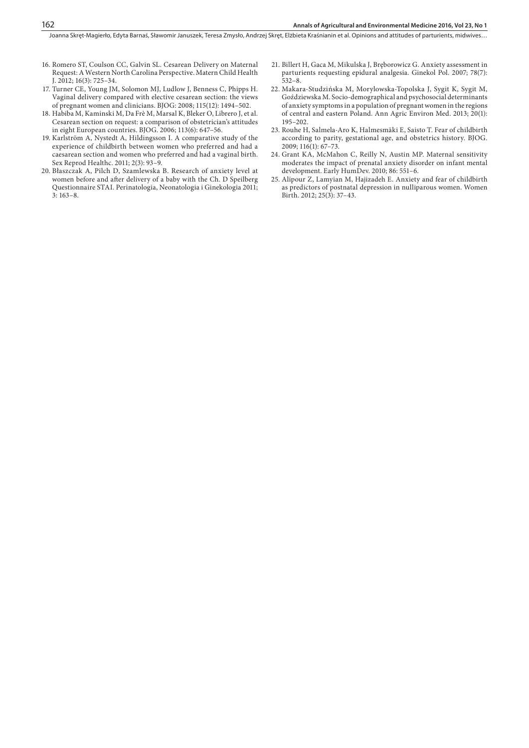16. Romero ST, Coulson CC, Galvin SL. Cesarean Delivery on Maternal Request: A Western North Carolina Perspective. Matern Child Health J. 2012; 16(3): 725–34.
17. Turner CE, Young JM, Solomon MJ, Ludlow J, Benness C, Phipps H. Vaginal delivery compared with elective cesarean section: the views of pregnant women and clinicians. BJOG: 2008; 115(12): 1494–502.
18. Habiba M, Kaminski M, Da Frè M, Marsal K, Bleker O, Librero J, et al. Cesarean section on request: a comparison of obstetrician's attitudes in eight European countries. BJOG. 2006; 113(6): 647–56.
19. Karlström A, Nystedt A, Hildingsson I. A comparative study of the experience of childbirth between women who preferred and had a caesarean section and women who preferred and had a vaginal birth. Sex Reprod Healthc. 2011; 2(3): 93–9.
20. Błaszczak A, Pilch D, Szamlewska B. Research of anxiety level at women before and after delivery of a baby with the Ch. D Speilberg Questionnaire STAI. Perinatologia, Neonatologia i Ginekologia 2011; 3: 163–8.
21. Billert H, Gaca M, Mikulska J, Bręborowicz G. Anxiety assessment in parturients requesting epidural analgesia. Ginekol Pol. 2007; 78(7): 532–8.
22. Makara-Studzińska M, Morylowska-Topolska J, Sygit K, Sygit M, Goździewska M. Socio-demographical and psychosocial determinants of anxiety symptoms in a population of pregnant women in the regions of central and eastern Poland. Ann Agric Environ Med. 2013; 20(1): 195–202.
23. Rouhe H, Salmela-Aro K, Halmesmäki E, Saisto T. Fear of childbirth according to parity, gestational age, and obstetrics history. BJOG. 2009; 116(1): 67–73.
24. Grant KA, McMahon C, Reilly N, Austin MP. Maternal sensitivity moderates the impact of prenatal anxiety disorder on infant mental development. Early HumDev. 2010; 86: 551–6.
25. Alipour Z, Lamyian M, Hajizadeh E. Anxiety and fear of childbirth as predictors of postnatal depression in nulliparous women. Women Birth. 2012; 25(3): 37–43.